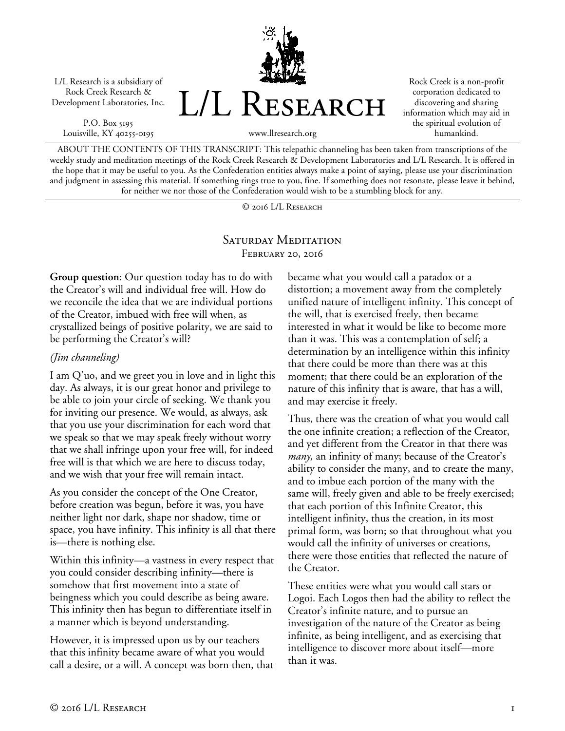L/L Research is a subsidiary of Rock Creek Research & Development Laboratories, Inc.

P.O. Box 5195
Louisville, KY 40255-0195

# L/L Research

www.llresearch.org

Rock Creek is a non-profit corporation dedicated to discovering and sharing information which may aid in the spiritual evolution of humankind.

ABOUT THE CONTENTS OF THIS TRANSCRIPT: This telepathic channeling has been taken from transcriptions of the weekly study and meditation meetings of the Rock Creek Research & Development Laboratories and L/L Research. It is offered in the hope that it may be useful to you. As the Confederation entities always make a point of saying, please use your discrimination and judgment in assessing this material. If something rings true to you, fine. If something does not resonate, please leave it behind, for neither we nor those of the Confederation would wish to be a stumbling block for any.

© 2016 L/L Research

## Saturday Meditation
### February 20, 2016

**Group question**: Our question today has to do with the Creator's will and individual free will. How do we reconcile the idea that we are individual portions of the Creator, imbued with free will when, as crystallized beings of positive polarity, we are said to be performing the Creator's will?

*(Jim channeling)*

I am Q'uo, and we greet you in love and in light this day. As always, it is our great honor and privilege to be able to join your circle of seeking. We thank you for inviting our presence. We would, as always, ask that you use your discrimination for each word that we speak so that we may speak freely without worry that we shall infringe upon your free will, for indeed free will is that which we are here to discuss today, and we wish that your free will remain intact.

As you consider the concept of the One Creator, before creation was begun, before it was, you have neither light nor dark, shape nor shadow, time or space, you have infinity. This infinity is all that there is—there is nothing else.

Within this infinity—a vastness in every respect that you could consider describing infinity—there is somehow that first movement into a state of beingness which you could describe as being aware. This infinity then has begun to differentiate itself in a manner which is beyond understanding.

However, it is impressed upon us by our teachers that this infinity became aware of what you would call a desire, or a will. A concept was born then, that became what you would call a paradox or a distortion; a movement away from the completely unified nature of intelligent infinity. This concept of the will, that is exercised freely, then became interested in what it would be like to become more than it was. This was a contemplation of self; a determination by an intelligence within this infinity that there could be more than there was at this moment; that there could be an exploration of the nature of this infinity that is aware, that has a will, and may exercise it freely.

Thus, there was the creation of what you would call the one infinite creation; a reflection of the Creator, and yet different from the Creator in that there was *many,* an infinity of many; because of the Creator's ability to consider the many, and to create the many, and to imbue each portion of the many with the same will, freely given and able to be freely exercised; that each portion of this Infinite Creator, this intelligent infinity, thus the creation, in its most primal form, was born; so that throughout what you would call the infinity of universes or creations, there were those entities that reflected the nature of the Creator.

These entities were what you would call stars or Logoi. Each Logos then had the ability to reflect the Creator's infinite nature, and to pursue an investigation of the nature of the Creator as being infinite, as being intelligent, and as exercising that intelligence to discover more about itself—more than it was.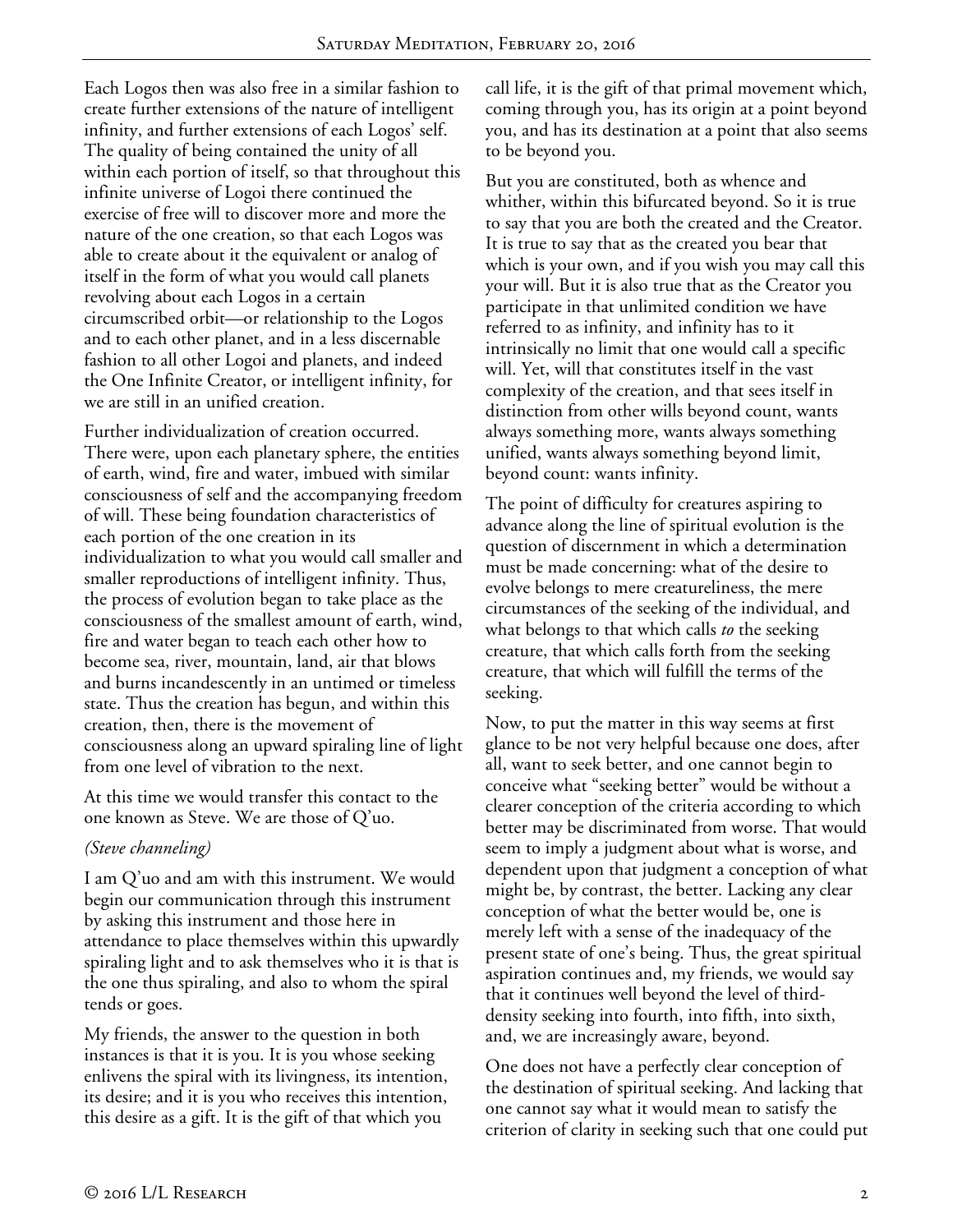Each Logos then was also free in a similar fashion to create further extensions of the nature of intelligent infinity, and further extensions of each Logos' self. The quality of being contained the unity of all within each portion of itself, so that throughout this infinite universe of Logoi there continued the exercise of free will to discover more and more the nature of the one creation, so that each Logos was able to create about it the equivalent or analog of itself in the form of what you would call planets revolving about each Logos in a certain circumscribed orbit—or relationship to the Logos and to each other planet, and in a less discernable fashion to all other Logoi and planets, and indeed the One Infinite Creator, or intelligent infinity, for we are still in an unified creation.

Further individualization of creation occurred. There were, upon each planetary sphere, the entities of earth, wind, fire and water, imbued with similar consciousness of self and the accompanying freedom of will. These being foundation characteristics of each portion of the one creation in its individualization to what you would call smaller and smaller reproductions of intelligent infinity. Thus, the process of evolution began to take place as the consciousness of the smallest amount of earth, wind, fire and water began to teach each other how to become sea, river, mountain, land, air that blows and burns incandescently in an untimed or timeless state. Thus the creation has begun, and within this creation, then, there is the movement of consciousness along an upward spiraling line of light from one level of vibration to the next.

At this time we would transfer this contact to the one known as Steve. We are those of Q'uo.

*(Steve channeling)*

I am Q'uo and am with this instrument. We would begin our communication through this instrument by asking this instrument and those here in attendance to place themselves within this upwardly spiraling light and to ask themselves who it is that is the one thus spiraling, and also to whom the spiral tends or goes.

My friends, the answer to the question in both instances is that it is you. It is you whose seeking enlivens the spiral with its livingness, its intention, its desire; and it is you who receives this intention, this desire as a gift. It is the gift of that which you call life, it is the gift of that primal movement which, coming through you, has its origin at a point beyond you, and has its destination at a point that also seems to be beyond you.

But you are constituted, both as whence and whither, within this bifurcated beyond. So it is true to say that you are both the created and the Creator. It is true to say that as the created you bear that which is your own, and if you wish you may call this your will. But it is also true that as the Creator you participate in that unlimited condition we have referred to as infinity, and infinity has to it intrinsically no limit that one would call a specific will. Yet, will that constitutes itself in the vast complexity of the creation, and that sees itself in distinction from other wills beyond count, wants always something more, wants always something unified, wants always something beyond limit, beyond count: wants infinity.

The point of difficulty for creatures aspiring to advance along the line of spiritual evolution is the question of discernment in which a determination must be made concerning: what of the desire to evolve belongs to mere creatureliness, the mere circumstances of the seeking of the individual, and what belongs to that which calls *to* the seeking creature, that which calls forth from the seeking creature, that which will fulfill the terms of the seeking.

Now, to put the matter in this way seems at first glance to be not very helpful because one does, after all, want to seek better, and one cannot begin to conceive what "seeking better" would be without a clearer conception of the criteria according to which better may be discriminated from worse. That would seem to imply a judgment about what is worse, and dependent upon that judgment a conception of what might be, by contrast, the better. Lacking any clear conception of what the better would be, one is merely left with a sense of the inadequacy of the present state of one's being. Thus, the great spiritual aspiration continues and, my friends, we would say that it continues well beyond the level of third-density seeking into fourth, into fifth, into sixth, and, we are increasingly aware, beyond.

One does not have a perfectly clear conception of the destination of spiritual seeking. And lacking that one cannot say what it would mean to satisfy the criterion of clarity in seeking such that one could put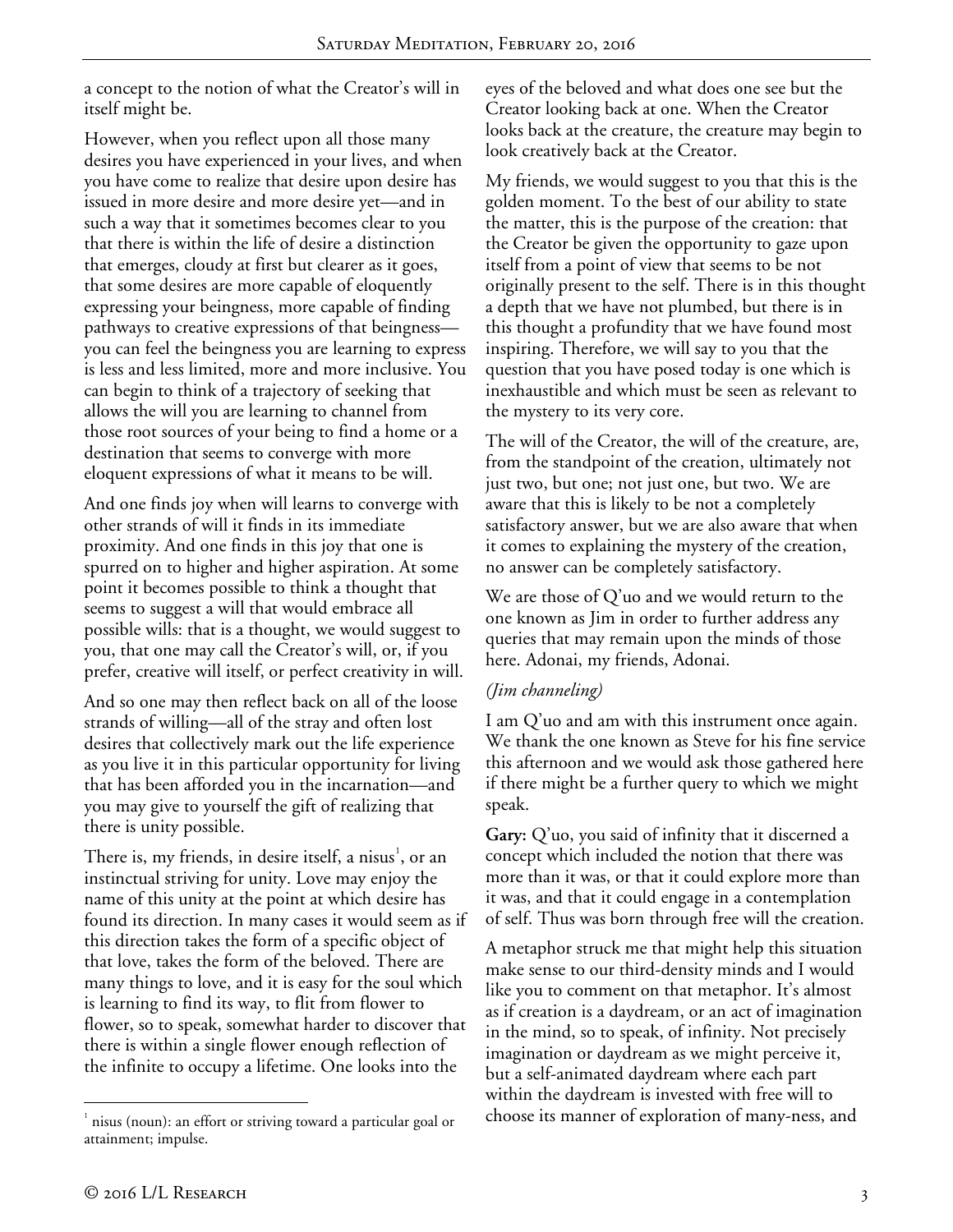a concept to the notion of what the Creator's will in itself might be.

However, when you reflect upon all those many desires you have experienced in your lives, and when you have come to realize that desire upon desire has issued in more desire and more desire yet—and in such a way that it sometimes becomes clear to you that there is within the life of desire a distinction that emerges, cloudy at first but clearer as it goes, that some desires are more capable of eloquently expressing your beingness, more capable of finding pathways to creative expressions of that beingness—you can feel the beingness you are learning to express is less and less limited, more and more inclusive. You can begin to think of a trajectory of seeking that allows the will you are learning to channel from those root sources of your being to find a home or a destination that seems to converge with more eloquent expressions of what it means to be will.

And one finds joy when will learns to converge with other strands of will it finds in its immediate proximity. And one finds in this joy that one is spurred on to higher and higher aspiration. At some point it becomes possible to think a thought that seems to suggest a will that would embrace all possible wills: that is a thought, we would suggest to you, that one may call the Creator's will, or, if you prefer, creative will itself, or perfect creativity in will.

And so one may then reflect back on all of the loose strands of willing—all of the stray and often lost desires that collectively mark out the life experience as you live it in this particular opportunity for living that has been afforded you in the incarnation—and you may give to yourself the gift of realizing that there is unity possible.

There is, my friends, in desire itself, a nisus[1], or an instinctual striving for unity. Love may enjoy the name of this unity at the point at which desire has found its direction. In many cases it would seem as if this direction takes the form of a specific object of that love, takes the form of the beloved. There are many things to love, and it is easy for the soul which is learning to find its way, to flit from flower to flower, so to speak, somewhat harder to discover that there is within a single flower enough reflection of the infinite to occupy a lifetime. One looks into the eyes of the beloved and what does one see but the Creator looking back at one. When the Creator looks back at the creature, the creature may begin to look creatively back at the Creator.

My friends, we would suggest to you that this is the golden moment. To the best of our ability to state the matter, this is the purpose of the creation: that the Creator be given the opportunity to gaze upon itself from a point of view that seems to be not originally present to the self. There is in this thought a depth that we have not plumbed, but there is in this thought a profundity that we have found most inspiring. Therefore, we will say to you that the question that you have posed today is one which is inexhaustible and which must be seen as relevant to the mystery to its very core.

The will of the Creator, the will of the creature, are, from the standpoint of the creation, ultimately not just two, but one; not just one, but two. We are aware that this is likely to be not a completely satisfactory answer, but we are also aware that when it comes to explaining the mystery of the creation, no answer can be completely satisfactory.

We are those of Q'uo and we would return to the one known as Jim in order to further address any queries that may remain upon the minds of those here. Adonai, my friends, Adonai.

*(Jim channeling)*

I am Q'uo and am with this instrument once again. We thank the one known as Steve for his fine service this afternoon and we would ask those gathered here if there might be a further query to which we might speak.

**Gary:** Q'uo, you said of infinity that it discerned a concept which included the notion that there was more than it was, or that it could explore more than it was, and that it could engage in a contemplation of self. Thus was born through free will the creation.

A metaphor struck me that might help this situation make sense to our third-density minds and I would like you to comment on that metaphor. It's almost as if creation is a daydream, or an act of imagination in the mind, so to speak, of infinity. Not precisely imagination or daydream as we might perceive it, but a self-animated daydream where each part within the daydream is invested with free will to choose its manner of exploration of many-ness, and

[1] nisus (noun): an effort or striving toward a particular goal or attainment; impulse.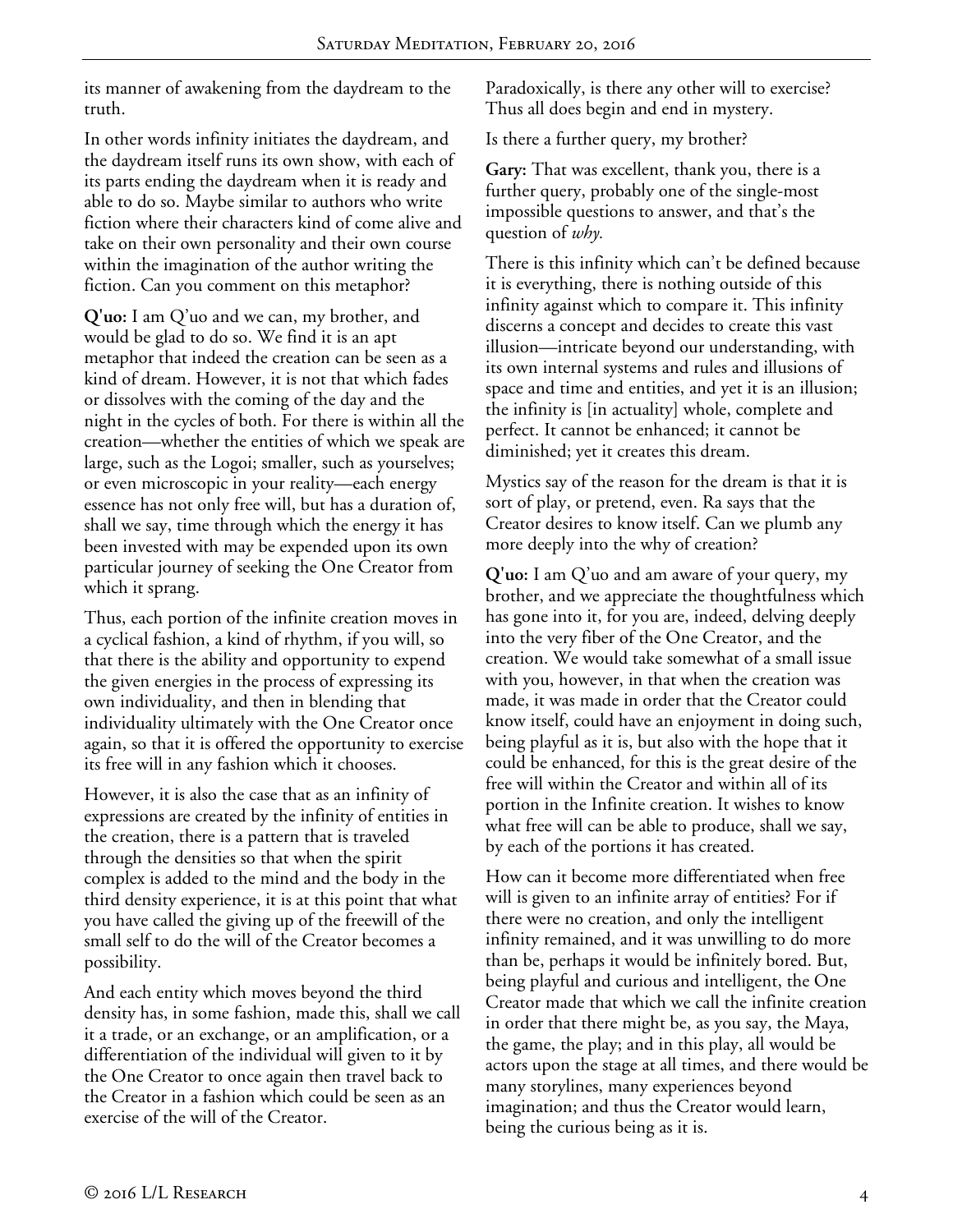its manner of awakening from the daydream to the truth.

In other words infinity initiates the daydream, and the daydream itself runs its own show, with each of its parts ending the daydream when it is ready and able to do so. Maybe similar to authors who write fiction where their characters kind of come alive and take on their own personality and their own course within the imagination of the author writing the fiction. Can you comment on this metaphor?

**Q'uo:** I am Q'uo and we can, my brother, and would be glad to do so. We find it is an apt metaphor that indeed the creation can be seen as a kind of dream. However, it is not that which fades or dissolves with the coming of the day and the night in the cycles of both. For there is within all the creation—whether the entities of which we speak are large, such as the Logoi; smaller, such as yourselves; or even microscopic in your reality—each energy essence has not only free will, but has a duration of, shall we say, time through which the energy it has been invested with may be expended upon its own particular journey of seeking the One Creator from which it sprang.

Thus, each portion of the infinite creation moves in a cyclical fashion, a kind of rhythm, if you will, so that there is the ability and opportunity to expend the given energies in the process of expressing its own individuality, and then in blending that individuality ultimately with the One Creator once again, so that it is offered the opportunity to exercise its free will in any fashion which it chooses.

However, it is also the case that as an infinity of expressions are created by the infinity of entities in the creation, there is a pattern that is traveled through the densities so that when the spirit complex is added to the mind and the body in the third density experience, it is at this point that what you have called the giving up of the freewill of the small self to do the will of the Creator becomes a possibility.

And each entity which moves beyond the third density has, in some fashion, made this, shall we call it a trade, or an exchange, or an amplification, or a differentiation of the individual will given to it by the One Creator to once again then travel back to the Creator in a fashion which could be seen as an exercise of the will of the Creator.

Paradoxically, is there any other will to exercise? Thus all does begin and end in mystery.

Is there a further query, my brother?

**Gary:** That was excellent, thank you, there is a further query, probably one of the single-most impossible questions to answer, and that's the question of *why.*

There is this infinity which can't be defined because it is everything, there is nothing outside of this infinity against which to compare it. This infinity discerns a concept and decides to create this vast illusion—intricate beyond our understanding, with its own internal systems and rules and illusions of space and time and entities, and yet it is an illusion; the infinity is [in actuality] whole, complete and perfect. It cannot be enhanced; it cannot be diminished; yet it creates this dream.

Mystics say of the reason for the dream is that it is sort of play, or pretend, even. Ra says that the Creator desires to know itself. Can we plumb any more deeply into the why of creation?

**Q'uo:** I am Q'uo and am aware of your query, my brother, and we appreciate the thoughtfulness which has gone into it, for you are, indeed, delving deeply into the very fiber of the One Creator, and the creation. We would take somewhat of a small issue with you, however, in that when the creation was made, it was made in order that the Creator could know itself, could have an enjoyment in doing such, being playful as it is, but also with the hope that it could be enhanced, for this is the great desire of the free will within the Creator and within all of its portion in the Infinite creation. It wishes to know what free will can be able to produce, shall we say, by each of the portions it has created.

How can it become more differentiated when free will is given to an infinite array of entities? For if there were no creation, and only the intelligent infinity remained, and it was unwilling to do more than be, perhaps it would be infinitely bored. But, being playful and curious and intelligent, the One Creator made that which we call the infinite creation in order that there might be, as you say, the Maya, the game, the play; and in this play, all would be actors upon the stage at all times, and there would be many storylines, many experiences beyond imagination; and thus the Creator would learn, being the curious being as it is.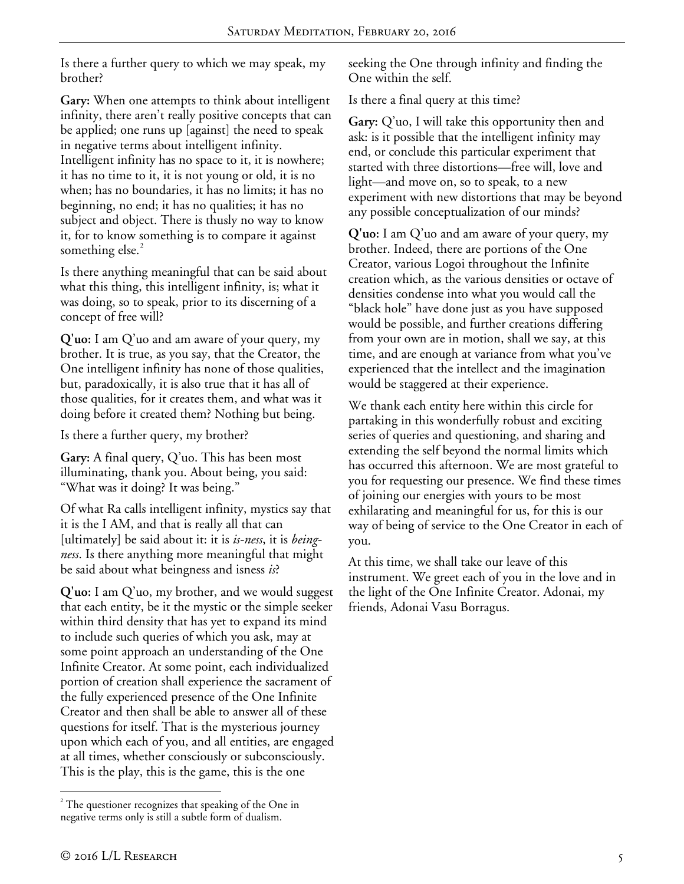Is there a further query to which we may speak, my brother?

**Gary:** When one attempts to think about intelligent infinity, there aren't really positive concepts that can be applied; one runs up [against] the need to speak in negative terms about intelligent infinity. Intelligent infinity has no space to it, it is nowhere; it has no time to it, it is not young or old, it is no when; has no boundaries, it has no limits; it has no beginning, no end; it has no qualities; it has no subject and object. There is thusly no way to know it, for to know something is to compare it against something else.[2]

Is there anything meaningful that can be said about what this thing, this intelligent infinity, is; what it was doing, so to speak, prior to its discerning of a concept of free will?

**Q'uo:** I am Q'uo and am aware of your query, my brother. It is true, as you say, that the Creator, the One intelligent infinity has none of those qualities, but, paradoxically, it is also true that it has all of those qualities, for it creates them, and what was it doing before it created them? Nothing but being.

Is there a further query, my brother?

**Gary:** A final query, Q'uo. This has been most illuminating, thank you. About being, you said: "What was it doing? It was being."

Of what Ra calls intelligent infinity, mystics say that it is the I AM, and that is really all that can [ultimately] be said about it: it is *is-ness*, it is *being-ness*. Is there anything more meaningful that might be said about what beingness and isness *is*?

**Q'uo:** I am Q'uo, my brother, and we would suggest that each entity, be it the mystic or the simple seeker within third density that has yet to expand its mind to include such queries of which you ask, may at some point approach an understanding of the One Infinite Creator. At some point, each individualized portion of creation shall experience the sacrament of the fully experienced presence of the One Infinite Creator and then shall be able to answer all of these questions for itself. That is the mysterious journey upon which each of you, and all entities, are engaged at all times, whether consciously or subconsciously. This is the play, this is the game, this is the one seeking the One through infinity and finding the One within the self.

Is there a final query at this time?

**Gary:** Q'uo, I will take this opportunity then and ask: is it possible that the intelligent infinity may end, or conclude this particular experiment that started with three distortions—free will, love and light—and move on, so to speak, to a new experiment with new distortions that may be beyond any possible conceptualization of our minds?

**Q'uo:** I am Q'uo and am aware of your query, my brother. Indeed, there are portions of the One Creator, various Logoi throughout the Infinite creation which, as the various densities or octave of densities condense into what you would call the "black hole" have done just as you have supposed would be possible, and further creations differing from your own are in motion, shall we say, at this time, and are enough at variance from what you've experienced that the intellect and the imagination would be staggered at their experience.

We thank each entity here within this circle for partaking in this wonderfully robust and exciting series of queries and questioning, and sharing and extending the self beyond the normal limits which has occurred this afternoon. We are most grateful to you for requesting our presence. We find these times of joining our energies with yours to be most exhilarating and meaningful for us, for this is our way of being of service to the One Creator in each of you.

At this time, we shall take our leave of this instrument. We greet each of you in the love and in the light of the One Infinite Creator. Adonai, my friends, Adonai Vasu Borragus.

[2] The questioner recognizes that speaking of the One in negative terms only is still a subtle form of dualism.